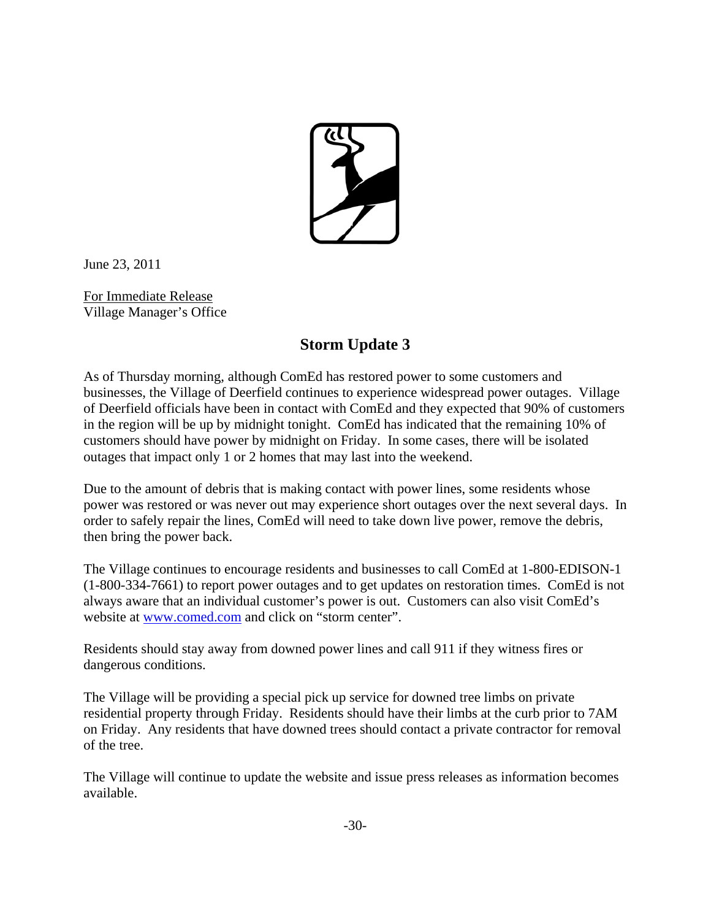June 23, 2011

For Immediate Release
Village Manager's Office

## Storm Update 3

As of Thursday morning, although ComEd has restored power to some customers and businesses, the Village of Deerfield continues to experience widespread power outages. Village of Deerfield officials have been in contact with ComEd and they expected that 90% of customers in the region will be up by midnight tonight. ComEd has indicated that the remaining 10% of customers should have power by midnight on Friday. In some cases, there will be isolated outages that impact only 1 or 2 homes that may last into the weekend.

Due to the amount of debris that is making contact with power lines, some residents whose power was restored or was never out may experience short outages over the next several days. In order to safely repair the lines, ComEd will need to take down live power, remove the debris, then bring the power back.

The Village continues to encourage residents and businesses to call ComEd at 1-800-EDISON-1 (1-800-334-7661) to report power outages and to get updates on restoration times. ComEd is not always aware that an individual customer's power is out. Customers can also visit ComEd's website at [www.comed.com](http://www.comed.com) and click on "storm center".

Residents should stay away from downed power lines and call 911 if they witness fires or dangerous conditions.

The Village will be providing a special pick up service for downed tree limbs on private residential property through Friday. Residents should have their limbs at the curb prior to 7AM on Friday. Any residents that have downed trees should contact a private contractor for removal of the tree.

The Village will continue to update the website and issue press releases as information becomes available.

-30-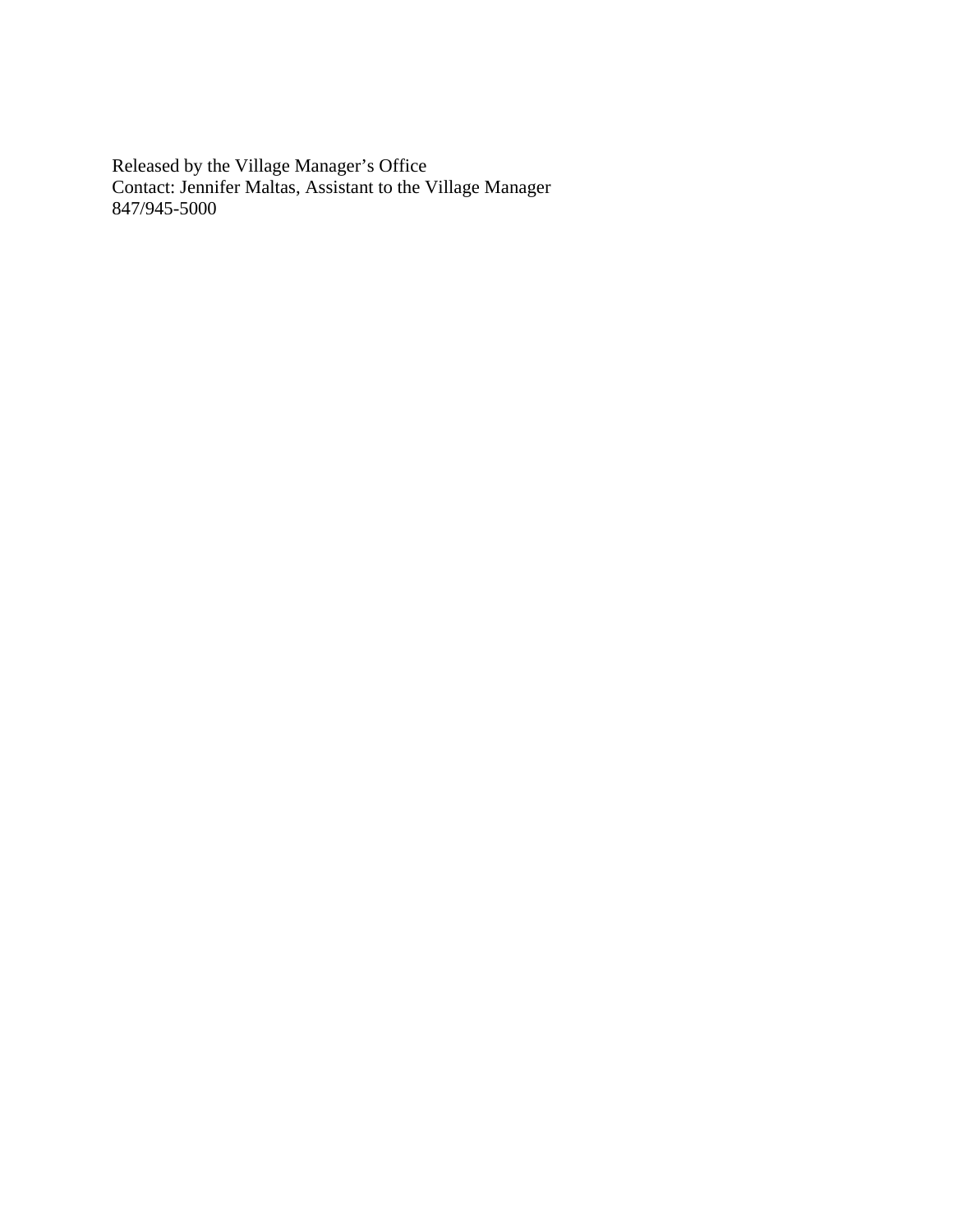Released by the Village Manager's Office
Contact: Jennifer Maltas, Assistant to the Village Manager
847/945-5000